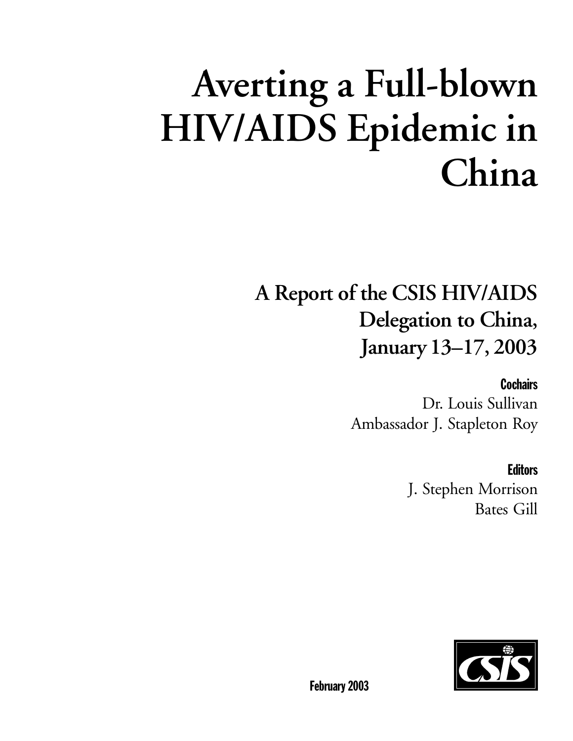# Averting a Full-blown HIV/AIDS Epidemic in China

## A Report of the CSIS HIV/AIDS Delegation to China, January 13–17, 2003

**Cochairs**

Dr. Louis Sullivan

Ambassador J. Stapleton Roy

**Editors**

J. Stephen Morrison

Bates Gill

CSIS

**February 2003**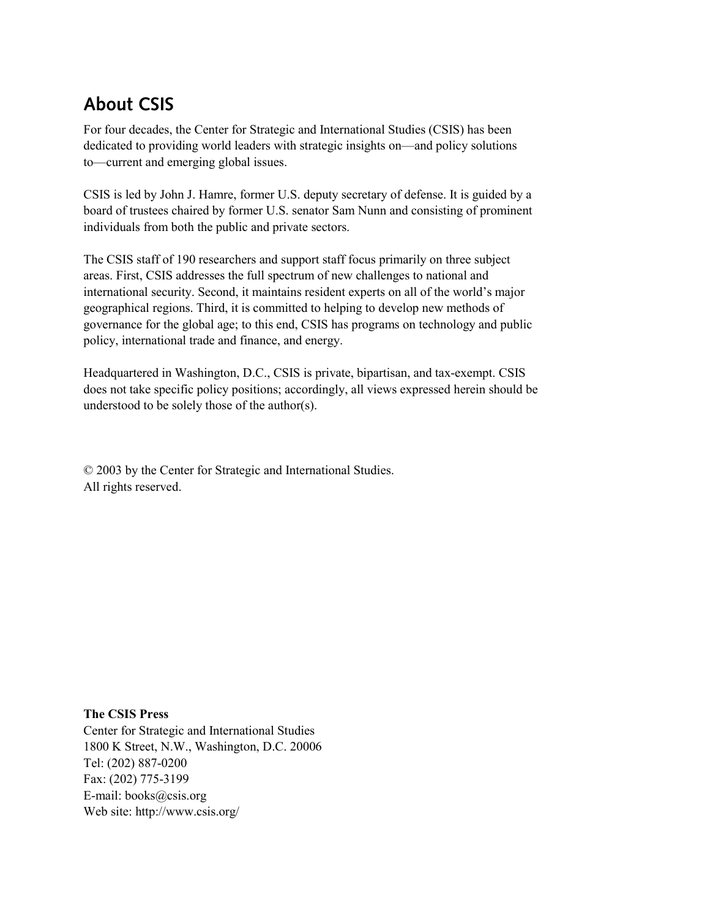## About CSIS

For four decades, the Center for Strategic and International Studies (CSIS) has been dedicated to providing world leaders with strategic insights on—and policy solutions to—current and emerging global issues.

CSIS is led by John J. Hamre, former U.S. deputy secretary of defense. It is guided by a board of trustees chaired by former U.S. senator Sam Nunn and consisting of prominent individuals from both the public and private sectors.

The CSIS staff of 190 researchers and support staff focus primarily on three subject areas. First, CSIS addresses the full spectrum of new challenges to national and international security. Second, it maintains resident experts on all of the world's major geographical regions. Third, it is committed to helping to develop new methods of governance for the global age; to this end, CSIS has programs on technology and public policy, international trade and finance, and energy.

Headquartered in Washington, D.C., CSIS is private, bipartisan, and tax-exempt. CSIS does not take specific policy positions; accordingly, all views expressed herein should be understood to be solely those of the author(s).

© 2003 by the Center for Strategic and International Studies.
All rights reserved.

**The CSIS Press**
Center for Strategic and International Studies
1800 K Street, N.W., Washington, D.C. 20006
Tel: (202) 887-0200
Fax: (202) 775-3199
E-mail: books@csis.org
Web site: http://www.csis.org/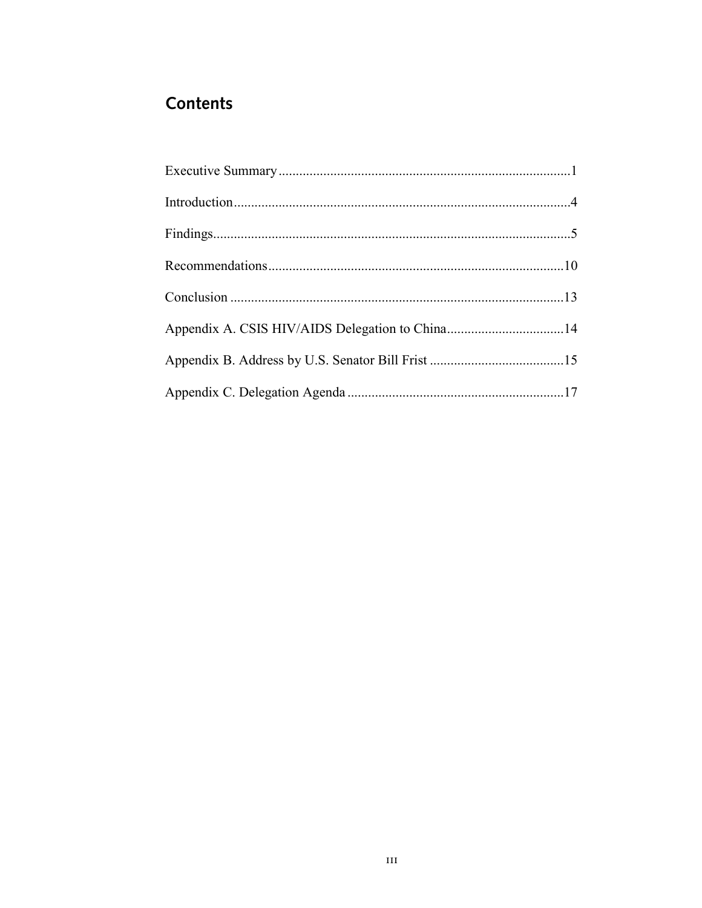## Contents

Executive Summary....................................................................................1

Introduction.................................................................................................4

Findings.......................................................................................................5

Recommendations.....................................................................................10

Conclusion ................................................................................................13

Appendix A. CSIS HIV/AIDS Delegation to China..................................14

Appendix B. Address by U.S. Senator Bill Frist .......................................15

Appendix C. Delegation Agenda ...............................................................17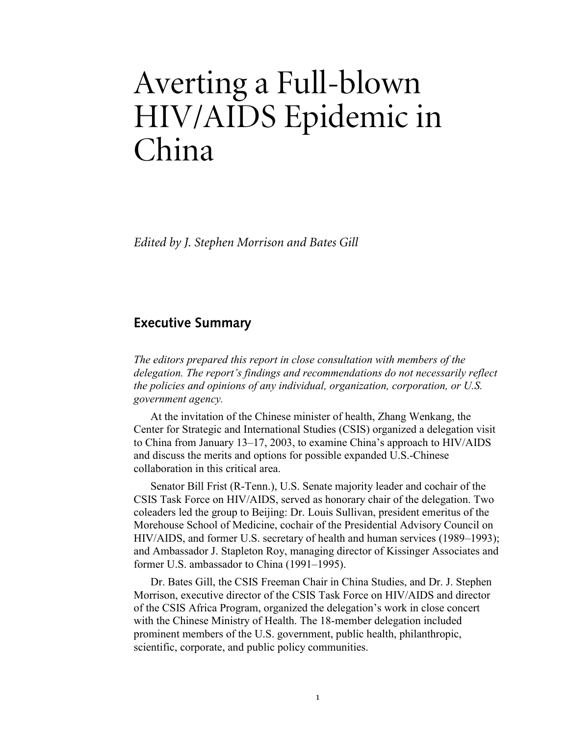# Averting a Full-blown HIV/AIDS Epidemic in China

*Edited by J. Stephen Morrison and Bates Gill*

## Executive Summary

*The editors prepared this report in close consultation with members of the delegation. The report's findings and recommendations do not necessarily reflect the policies and opinions of any individual, organization, corporation, or U.S. government agency.*

At the invitation of the Chinese minister of health, Zhang Wenkang, the Center for Strategic and International Studies (CSIS) organized a delegation visit to China from January 13–17, 2003, to examine China's approach to HIV/AIDS and discuss the merits and options for possible expanded U.S.-Chinese collaboration in this critical area.

Senator Bill Frist (R-Tenn.), U.S. Senate majority leader and cochair of the CSIS Task Force on HIV/AIDS, served as honorary chair of the delegation. Two coleaders led the group to Beijing: Dr. Louis Sullivan, president emeritus of the Morehouse School of Medicine, cochair of the Presidential Advisory Council on HIV/AIDS, and former U.S. secretary of health and human services (1989–1993); and Ambassador J. Stapleton Roy, managing director of Kissinger Associates and former U.S. ambassador to China (1991–1995).

Dr. Bates Gill, the CSIS Freeman Chair in China Studies, and Dr. J. Stephen Morrison, executive director of the CSIS Task Force on HIV/AIDS and director of the CSIS Africa Program, organized the delegation's work in close concert with the Chinese Ministry of Health. The 18-member delegation included prominent members of the U.S. government, public health, philanthropic, scientific, corporate, and public policy communities.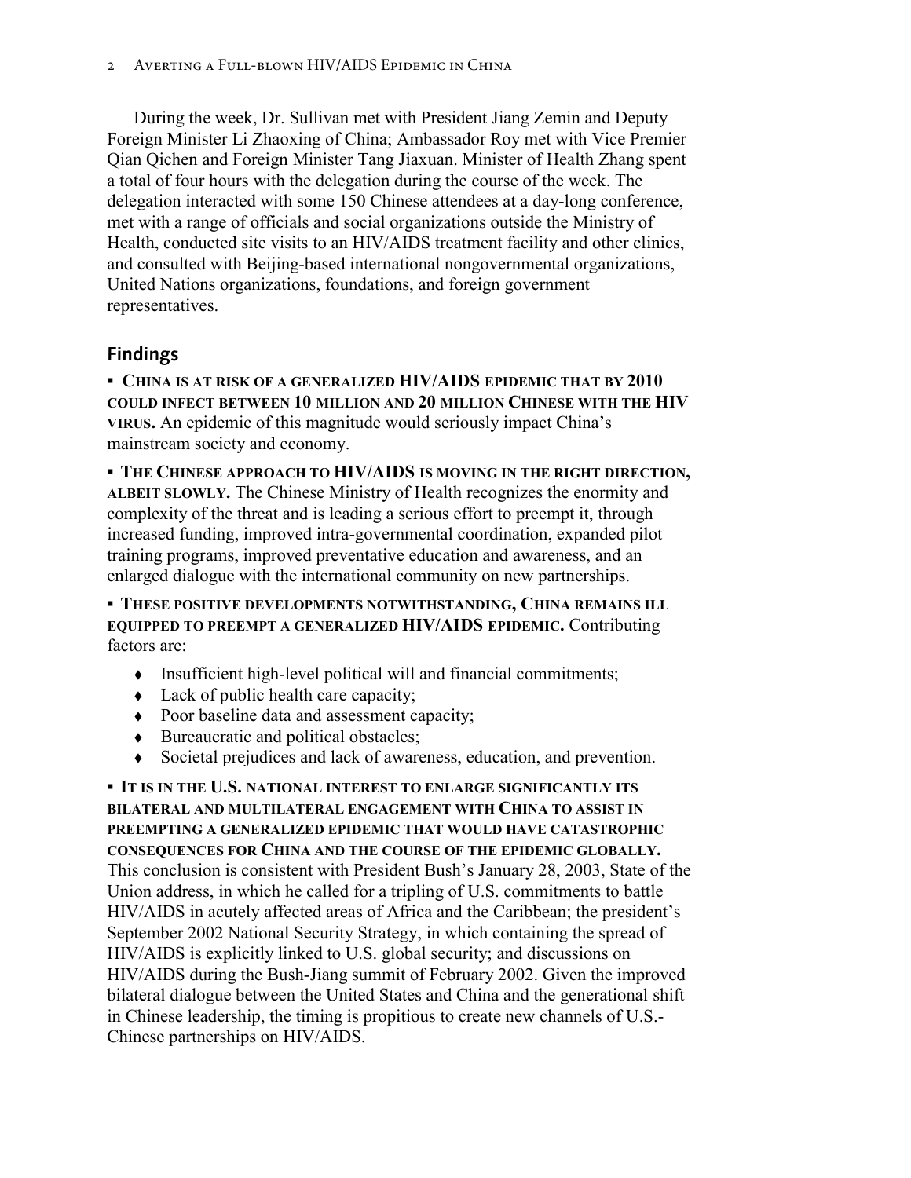During the week, Dr. Sullivan met with President Jiang Zemin and Deputy Foreign Minister Li Zhaoxing of China; Ambassador Roy met with Vice Premier Qian Qichen and Foreign Minister Tang Jiaxuan. Minister of Health Zhang spent a total of four hours with the delegation during the course of the week. The delegation interacted with some 150 Chinese attendees at a day-long conference, met with a range of officials and social organizations outside the Ministry of Health, conducted site visits to an HIV/AIDS treatment facility and other clinics, and consulted with Beijing-based international nongovernmental organizations, United Nations organizations, foundations, and foreign government representatives.

## Findings

- **CHINA IS AT RISK OF A GENERALIZED HIV/AIDS EPIDEMIC THAT BY 2010 COULD INFECT BETWEEN 10 MILLION AND 20 MILLION CHINESE WITH THE HIV VIRUS.** An epidemic of this magnitude would seriously impact China's mainstream society and economy.

- **THE CHINESE APPROACH TO HIV/AIDS IS MOVING IN THE RIGHT DIRECTION, ALBEIT SLOWLY.** The Chinese Ministry of Health recognizes the enormity and complexity of the threat and is leading a serious effort to preempt it, through increased funding, improved intra-governmental coordination, expanded pilot training programs, improved preventative education and awareness, and an enlarged dialogue with the international community on new partnerships.

- **THESE POSITIVE DEVELOPMENTS NOTWITHSTANDING, CHINA REMAINS ILL EQUIPPED TO PREEMPT A GENERALIZED HIV/AIDS EPIDEMIC.** Contributing factors are:

  - Insufficient high-level political will and financial commitments;
  - Lack of public health care capacity;
  - Poor baseline data and assessment capacity;
  - Bureaucratic and political obstacles;
  - Societal prejudices and lack of awareness, education, and prevention.

- **IT IS IN THE U.S. NATIONAL INTEREST TO ENLARGE SIGNIFICANTLY ITS BILATERAL AND MULTILATERAL ENGAGEMENT WITH CHINA TO ASSIST IN PREEMPTING A GENERALIZED EPIDEMIC THAT WOULD HAVE CATASTROPHIC CONSEQUENCES FOR CHINA AND THE COURSE OF THE EPIDEMIC GLOBALLY.** This conclusion is consistent with President Bush's January 28, 2003, State of the Union address, in which he called for a tripling of U.S. commitments to battle HIV/AIDS in acutely affected areas of Africa and the Caribbean; the president's September 2002 National Security Strategy, in which containing the spread of HIV/AIDS is explicitly linked to U.S. global security; and discussions on HIV/AIDS during the Bush-Jiang summit of February 2002. Given the improved bilateral dialogue between the United States and China and the generational shift in Chinese leadership, the timing is propitious to create new channels of U.S.-Chinese partnerships on HIV/AIDS.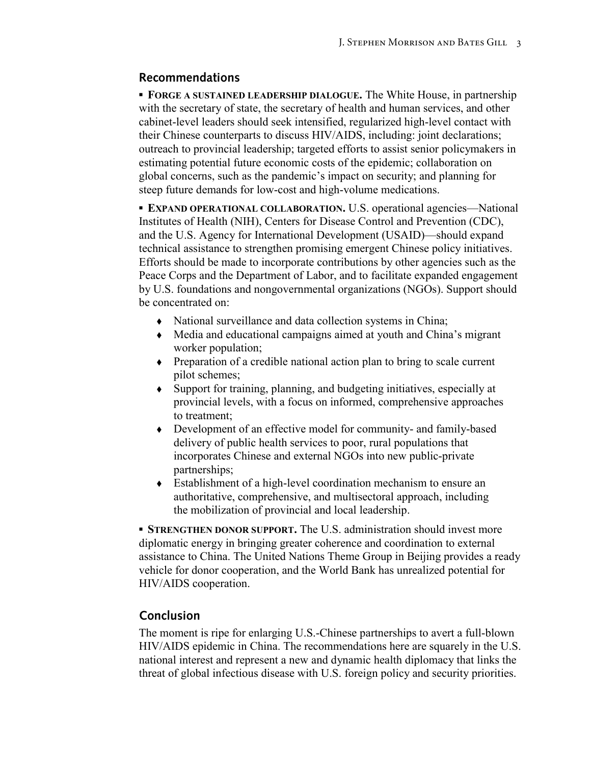## Recommendations

▪ **FORGE A SUSTAINED LEADERSHIP DIALOGUE.** The White House, in partnership with the secretary of state, the secretary of health and human services, and other cabinet-level leaders should seek intensified, regularized high-level contact with their Chinese counterparts to discuss HIV/AIDS, including: joint declarations; outreach to provincial leadership; targeted efforts to assist senior policymakers in estimating potential future economic costs of the epidemic; collaboration on global concerns, such as the pandemic's impact on security; and planning for steep future demands for low-cost and high-volume medications.

▪ **EXPAND OPERATIONAL COLLABORATION.** U.S. operational agencies—National Institutes of Health (NIH), Centers for Disease Control and Prevention (CDC), and the U.S. Agency for International Development (USAID)—should expand technical assistance to strengthen promising emergent Chinese policy initiatives. Efforts should be made to incorporate contributions by other agencies such as the Peace Corps and the Department of Labor, and to facilitate expanded engagement by U.S. foundations and nongovernmental organizations (NGOs). Support should be concentrated on:

- National surveillance and data collection systems in China;
- Media and educational campaigns aimed at youth and China's migrant worker population;
- Preparation of a credible national action plan to bring to scale current pilot schemes;
- Support for training, planning, and budgeting initiatives, especially at provincial levels, with a focus on informed, comprehensive approaches to treatment;
- Development of an effective model for community- and family-based delivery of public health services to poor, rural populations that incorporates Chinese and external NGOs into new public-private partnerships;
- Establishment of a high-level coordination mechanism to ensure an authoritative, comprehensive, and multisectoral approach, including the mobilization of provincial and local leadership.

▪ **STRENGTHEN DONOR SUPPORT.** The U.S. administration should invest more diplomatic energy in bringing greater coherence and coordination to external assistance to China. The United Nations Theme Group in Beijing provides a ready vehicle for donor cooperation, and the World Bank has unrealized potential for HIV/AIDS cooperation.

## Conclusion

The moment is ripe for enlarging U.S.-Chinese partnerships to avert a full-blown HIV/AIDS epidemic in China. The recommendations here are squarely in the U.S. national interest and represent a new and dynamic health diplomacy that links the threat of global infectious disease with U.S. foreign policy and security priorities.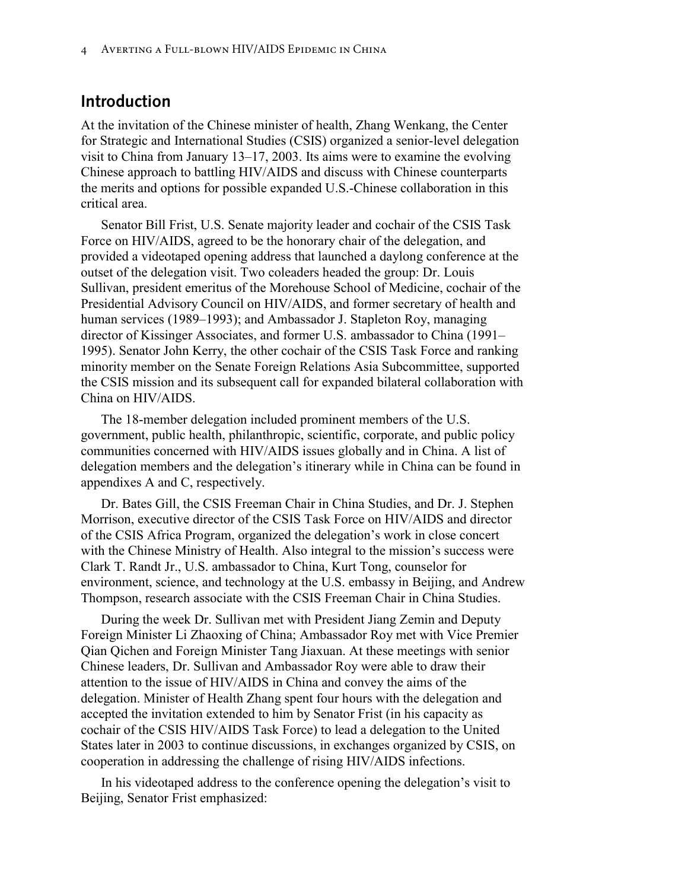## Introduction

At the invitation of the Chinese minister of health, Zhang Wenkang, the Center for Strategic and International Studies (CSIS) organized a senior-level delegation visit to China from January 13–17, 2003. Its aims were to examine the evolving Chinese approach to battling HIV/AIDS and discuss with Chinese counterparts the merits and options for possible expanded U.S.-Chinese collaboration in this critical area.

Senator Bill Frist, U.S. Senate majority leader and cochair of the CSIS Task Force on HIV/AIDS, agreed to be the honorary chair of the delegation, and provided a videotaped opening address that launched a daylong conference at the outset of the delegation visit. Two coleaders headed the group: Dr. Louis Sullivan, president emeritus of the Morehouse School of Medicine, cochair of the Presidential Advisory Council on HIV/AIDS, and former secretary of health and human services (1989–1993); and Ambassador J. Stapleton Roy, managing director of Kissinger Associates, and former U.S. ambassador to China (1991–1995). Senator John Kerry, the other cochair of the CSIS Task Force and ranking minority member on the Senate Foreign Relations Asia Subcommittee, supported the CSIS mission and its subsequent call for expanded bilateral collaboration with China on HIV/AIDS.

The 18-member delegation included prominent members of the U.S. government, public health, philanthropic, scientific, corporate, and public policy communities concerned with HIV/AIDS issues globally and in China. A list of delegation members and the delegation's itinerary while in China can be found in appendixes A and C, respectively.

Dr. Bates Gill, the CSIS Freeman Chair in China Studies, and Dr. J. Stephen Morrison, executive director of the CSIS Task Force on HIV/AIDS and director of the CSIS Africa Program, organized the delegation's work in close concert with the Chinese Ministry of Health. Also integral to the mission's success were Clark T. Randt Jr., U.S. ambassador to China, Kurt Tong, counselor for environment, science, and technology at the U.S. embassy in Beijing, and Andrew Thompson, research associate with the CSIS Freeman Chair in China Studies.

During the week Dr. Sullivan met with President Jiang Zemin and Deputy Foreign Minister Li Zhaoxing of China; Ambassador Roy met with Vice Premier Qian Qichen and Foreign Minister Tang Jiaxuan. At these meetings with senior Chinese leaders, Dr. Sullivan and Ambassador Roy were able to draw their attention to the issue of HIV/AIDS in China and convey the aims of the delegation. Minister of Health Zhang spent four hours with the delegation and accepted the invitation extended to him by Senator Frist (in his capacity as cochair of the CSIS HIV/AIDS Task Force) to lead a delegation to the United States later in 2003 to continue discussions, in exchanges organized by CSIS, on cooperation in addressing the challenge of rising HIV/AIDS infections.

In his videotaped address to the conference opening the delegation's visit to Beijing, Senator Frist emphasized: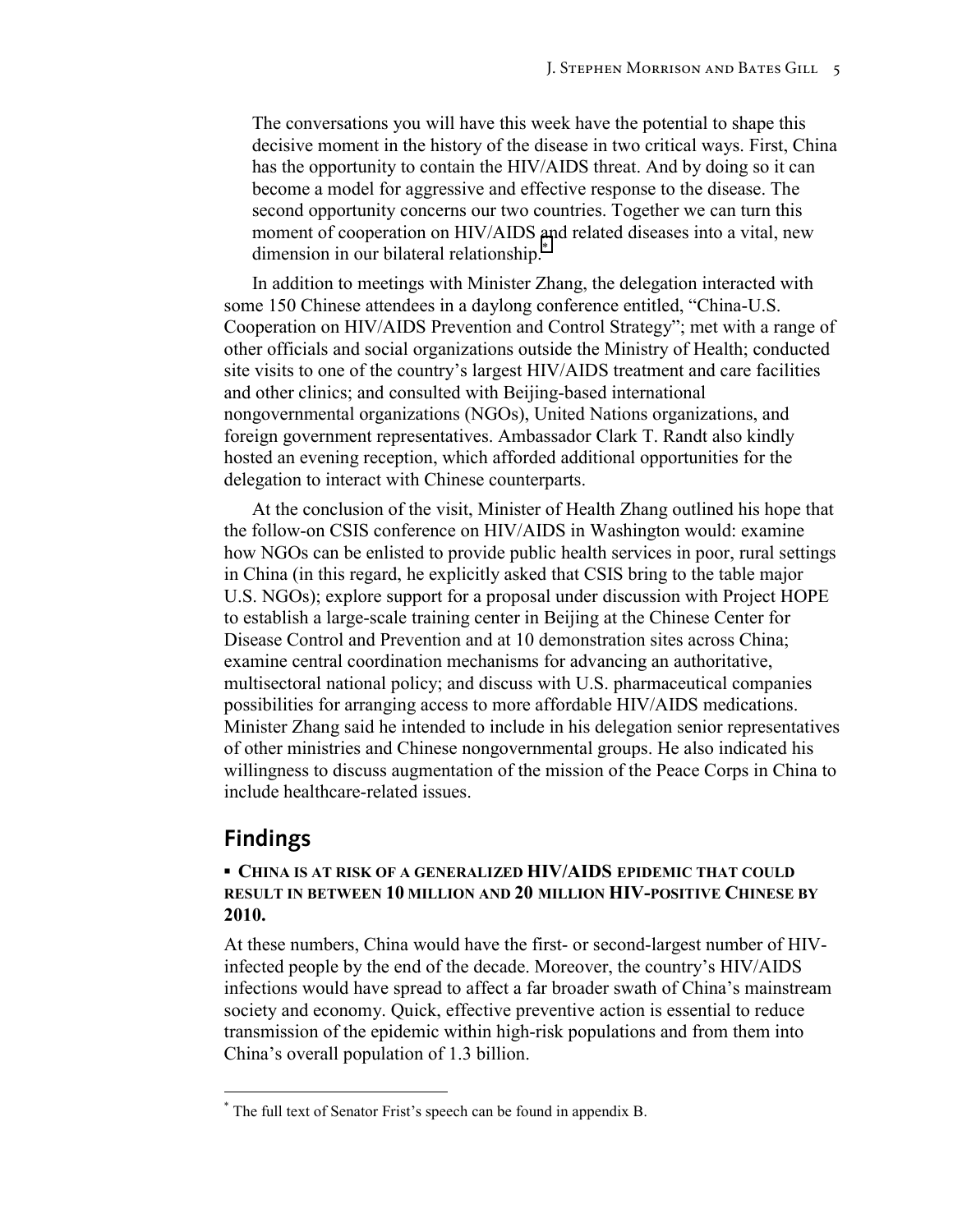> The conversations you will have this week have the potential to shape this decisive moment in the history of the disease in two critical ways. First, China has the opportunity to contain the HIV/AIDS threat. And by doing so it can become a model for aggressive and effective response to the disease. The second opportunity concerns our two countries. Together we can turn this moment of cooperation on HIV/AIDS and related diseases into a vital, new dimension in our bilateral relationship.[*]

In addition to meetings with Minister Zhang, the delegation interacted with some 150 Chinese attendees in a daylong conference entitled, "China-U.S. Cooperation on HIV/AIDS Prevention and Control Strategy"; met with a range of other officials and social organizations outside the Ministry of Health; conducted site visits to one of the country's largest HIV/AIDS treatment and care facilities and other clinics; and consulted with Beijing-based international nongovernmental organizations (NGOs), United Nations organizations, and foreign government representatives. Ambassador Clark T. Randt also kindly hosted an evening reception, which afforded additional opportunities for the delegation to interact with Chinese counterparts.

At the conclusion of the visit, Minister of Health Zhang outlined his hope that the follow-on CSIS conference on HIV/AIDS in Washington would: examine how NGOs can be enlisted to provide public health services in poor, rural settings in China (in this regard, he explicitly asked that CSIS bring to the table major U.S. NGOs); explore support for a proposal under discussion with Project HOPE to establish a large-scale training center in Beijing at the Chinese Center for Disease Control and Prevention and at 10 demonstration sites across China; examine central coordination mechanisms for advancing an authoritative, multisectoral national policy; and discuss with U.S. pharmaceutical companies possibilities for arranging access to more affordable HIV/AIDS medications. Minister Zhang said he intended to include in his delegation senior representatives of other ministries and Chinese nongovernmental groups. He also indicated his willingness to discuss augmentation of the mission of the Peace Corps in China to include healthcare-related issues.

## Findings

▪ **CHINA IS AT RISK OF A GENERALIZED HIV/AIDS EPIDEMIC THAT COULD RESULT IN BETWEEN 10 MILLION AND 20 MILLION HIV-POSITIVE CHINESE BY 2010.**

At these numbers, China would have the first- or second-largest number of HIV-infected people by the end of the decade. Moreover, the country's HIV/AIDS infections would have spread to affect a far broader swath of China's mainstream society and economy. Quick, effective preventive action is essential to reduce transmission of the epidemic within high-risk populations and from them into China's overall population of 1.3 billion.

---

[*] The full text of Senator Frist's speech can be found in appendix B.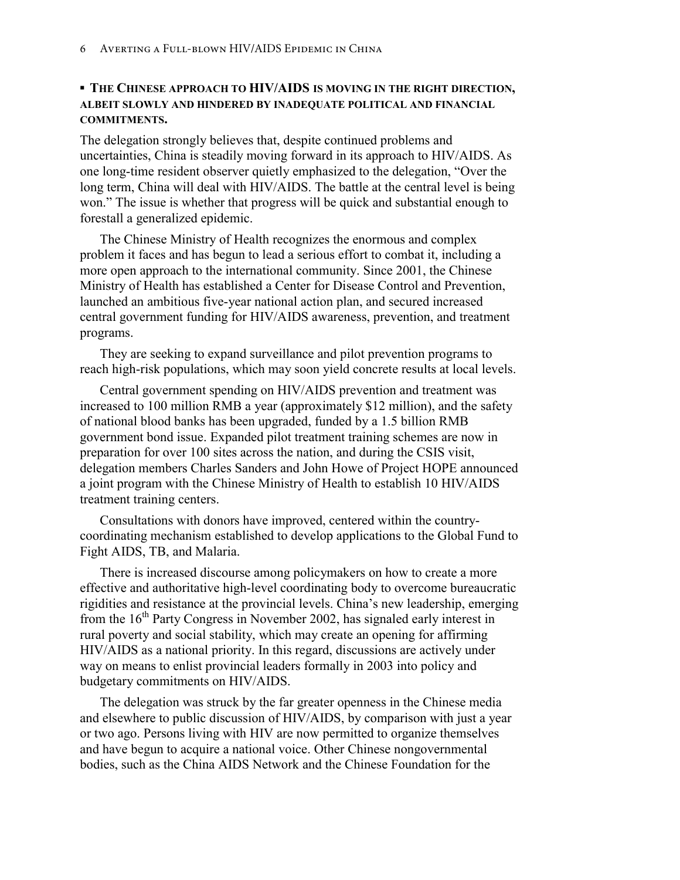- **The Chinese approach to HIV/AIDS is moving in the right direction, albeit slowly and hindered by inadequate political and financial commitments.**

The delegation strongly believes that, despite continued problems and uncertainties, China is steadily moving forward in its approach to HIV/AIDS. As one long-time resident observer quietly emphasized to the delegation, "Over the long term, China will deal with HIV/AIDS. The battle at the central level is being won." The issue is whether that progress will be quick and substantial enough to forestall a generalized epidemic.

The Chinese Ministry of Health recognizes the enormous and complex problem it faces and has begun to lead a serious effort to combat it, including a more open approach to the international community. Since 2001, the Chinese Ministry of Health has established a Center for Disease Control and Prevention, launched an ambitious five-year national action plan, and secured increased central government funding for HIV/AIDS awareness, prevention, and treatment programs.

They are seeking to expand surveillance and pilot prevention programs to reach high-risk populations, which may soon yield concrete results at local levels.

Central government spending on HIV/AIDS prevention and treatment was increased to 100 million RMB a year (approximately $12 million), and the safety of national blood banks has been upgraded, funded by a 1.5 billion RMB government bond issue. Expanded pilot treatment training schemes are now in preparation for over 100 sites across the nation, and during the CSIS visit, delegation members Charles Sanders and John Howe of Project HOPE announced a joint program with the Chinese Ministry of Health to establish 10 HIV/AIDS treatment training centers.

Consultations with donors have improved, centered within the country-coordinating mechanism established to develop applications to the Global Fund to Fight AIDS, TB, and Malaria.

There is increased discourse among policymakers on how to create a more effective and authoritative high-level coordinating body to overcome bureaucratic rigidities and resistance at the provincial levels. China's new leadership, emerging from the 16th Party Congress in November 2002, has signaled early interest in rural poverty and social stability, which may create an opening for affirming HIV/AIDS as a national priority. In this regard, discussions are actively under way on means to enlist provincial leaders formally in 2003 into policy and budgetary commitments on HIV/AIDS.

The delegation was struck by the far greater openness in the Chinese media and elsewhere to public discussion of HIV/AIDS, by comparison with just a year or two ago. Persons living with HIV are now permitted to organize themselves and have begun to acquire a national voice. Other Chinese nongovernmental bodies, such as the China AIDS Network and the Chinese Foundation for the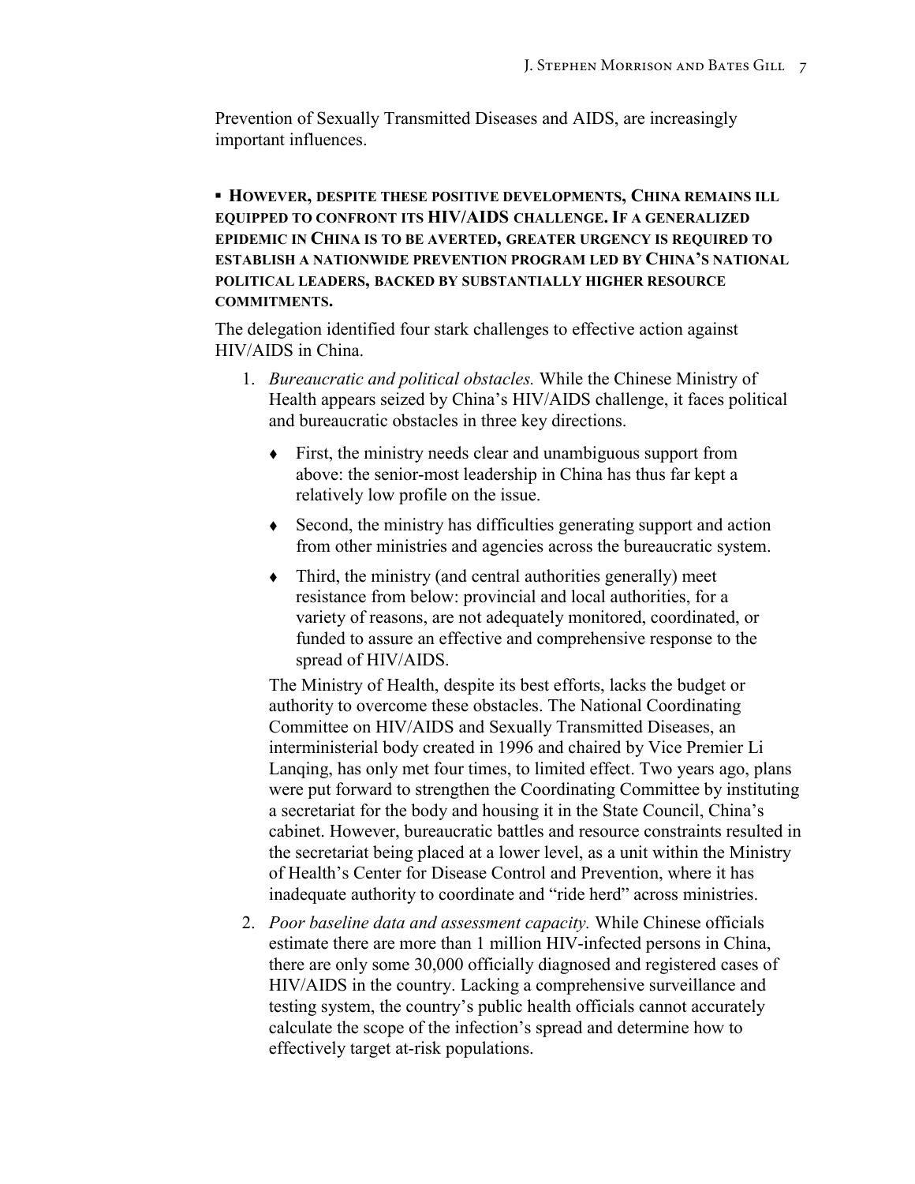Prevention of Sexually Transmitted Diseases and AIDS, are increasingly important influences.

▪ **However, despite these positive developments, China remains ill equipped to confront its HIV/AIDS challenge. If a generalized epidemic in China is to be averted, greater urgency is required to establish a nationwide prevention program led by China's national political leaders, backed by substantially higher resource commitments.**

The delegation identified four stark challenges to effective action against HIV/AIDS in China.

1. *Bureaucratic and political obstacles.* While the Chinese Ministry of Health appears seized by China's HIV/AIDS challenge, it faces political and bureaucratic obstacles in three key directions.

   - First, the ministry needs clear and unambiguous support from above: the senior-most leadership in China has thus far kept a relatively low profile on the issue.
   - Second, the ministry has difficulties generating support and action from other ministries and agencies across the bureaucratic system.
   - Third, the ministry (and central authorities generally) meet resistance from below: provincial and local authorities, for a variety of reasons, are not adequately monitored, coordinated, or funded to assure an effective and comprehensive response to the spread of HIV/AIDS.

   The Ministry of Health, despite its best efforts, lacks the budget or authority to overcome these obstacles. The National Coordinating Committee on HIV/AIDS and Sexually Transmitted Diseases, an interministerial body created in 1996 and chaired by Vice Premier Li Lanqing, has only met four times, to limited effect. Two years ago, plans were put forward to strengthen the Coordinating Committee by instituting a secretariat for the body and housing it in the State Council, China's cabinet. However, bureaucratic battles and resource constraints resulted in the secretariat being placed at a lower level, as a unit within the Ministry of Health's Center for Disease Control and Prevention, where it has inadequate authority to coordinate and "ride herd" across ministries.

2. *Poor baseline data and assessment capacity.* While Chinese officials estimate there are more than 1 million HIV-infected persons in China, there are only some 30,000 officially diagnosed and registered cases of HIV/AIDS in the country. Lacking a comprehensive surveillance and testing system, the country's public health officials cannot accurately calculate the scope of the infection's spread and determine how to effectively target at-risk populations.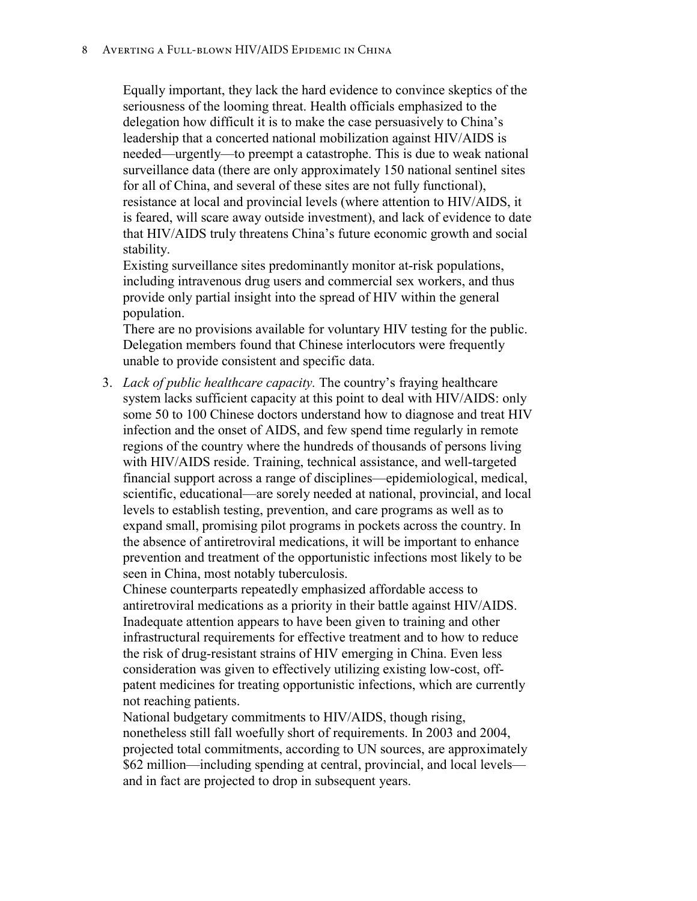Equally important, they lack the hard evidence to convince skeptics of the seriousness of the looming threat. Health officials emphasized to the delegation how difficult it is to make the case persuasively to China's leadership that a concerted national mobilization against HIV/AIDS is needed—urgently—to preempt a catastrophe. This is due to weak national surveillance data (there are only approximately 150 national sentinel sites for all of China, and several of these sites are not fully functional), resistance at local and provincial levels (where attention to HIV/AIDS, it is feared, will scare away outside investment), and lack of evidence to date that HIV/AIDS truly threatens China's future economic growth and social stability.

Existing surveillance sites predominantly monitor at-risk populations, including intravenous drug users and commercial sex workers, and thus provide only partial insight into the spread of HIV within the general population.

There are no provisions available for voluntary HIV testing for the public. Delegation members found that Chinese interlocutors were frequently unable to provide consistent and specific data.

3. *Lack of public healthcare capacity.* The country's fraying healthcare system lacks sufficient capacity at this point to deal with HIV/AIDS: only some 50 to 100 Chinese doctors understand how to diagnose and treat HIV infection and the onset of AIDS, and few spend time regularly in remote regions of the country where the hundreds of thousands of persons living with HIV/AIDS reside. Training, technical assistance, and well-targeted financial support across a range of disciplines—epidemiological, medical, scientific, educational—are sorely needed at national, provincial, and local levels to establish testing, prevention, and care programs as well as to expand small, promising pilot programs in pockets across the country. In the absence of antiretroviral medications, it will be important to enhance prevention and treatment of the opportunistic infections most likely to be seen in China, most notably tuberculosis.

   Chinese counterparts repeatedly emphasized affordable access to antiretroviral medications as a priority in their battle against HIV/AIDS. Inadequate attention appears to have been given to training and other infrastructural requirements for effective treatment and to how to reduce the risk of drug-resistant strains of HIV emerging in China. Even less consideration was given to effectively utilizing existing low-cost, off-patent medicines for treating opportunistic infections, which are currently not reaching patients.

   National budgetary commitments to HIV/AIDS, though rising, nonetheless still fall woefully short of requirements. In 2003 and 2004, projected total commitments, according to UN sources, are approximately $62 million—including spending at central, provincial, and local levels—and in fact are projected to drop in subsequent years.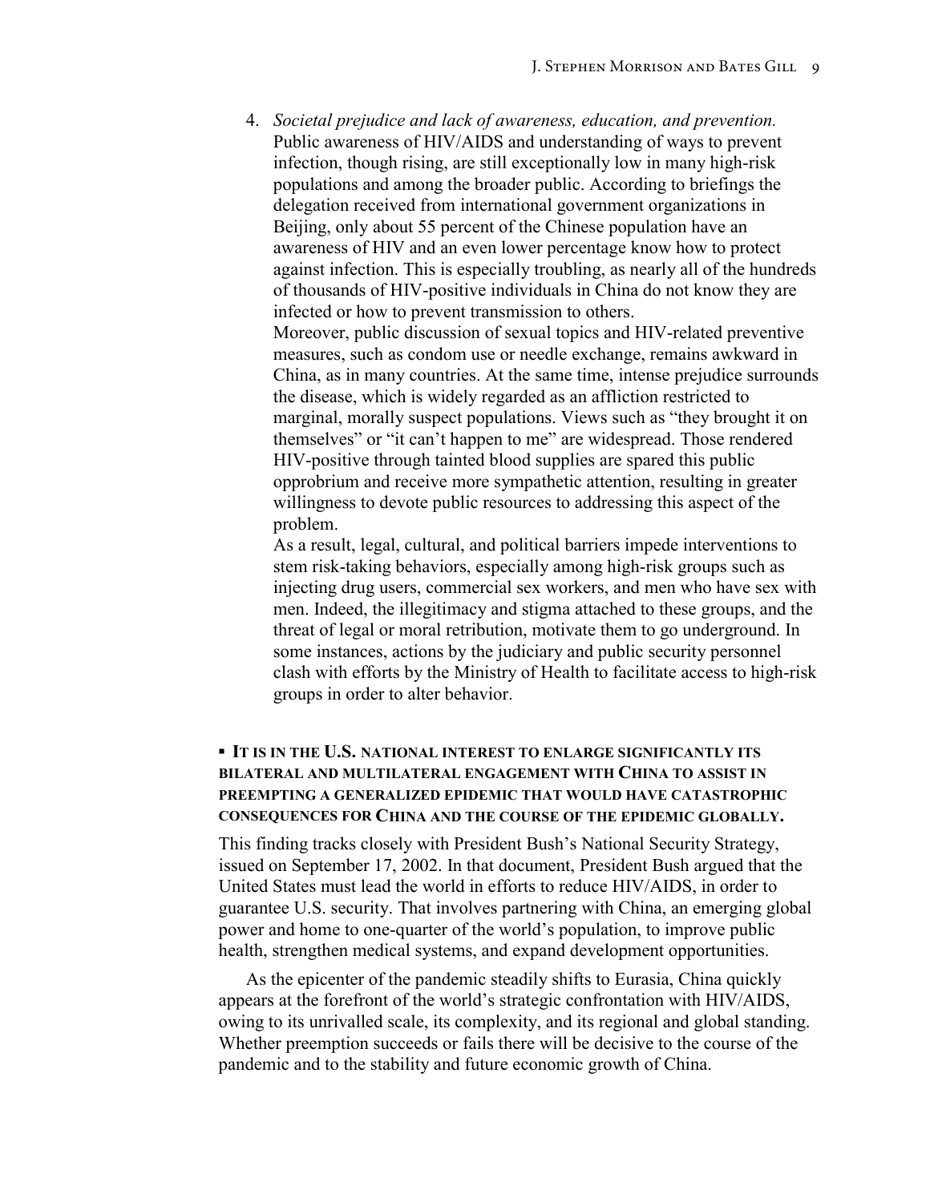4. *Societal prejudice and lack of awareness, education, and prevention.* Public awareness of HIV/AIDS and understanding of ways to prevent infection, though rising, are still exceptionally low in many high-risk populations and among the broader public. According to briefings the delegation received from international government organizations in Beijing, only about 55 percent of the Chinese population have an awareness of HIV and an even lower percentage know how to protect against infection. This is especially troubling, as nearly all of the hundreds of thousands of HIV-positive individuals in China do not know they are infected or how to prevent transmission to others.

   Moreover, public discussion of sexual topics and HIV-related preventive measures, such as condom use or needle exchange, remains awkward in China, as in many countries. At the same time, intense prejudice surrounds the disease, which is widely regarded as an affliction restricted to marginal, morally suspect populations. Views such as "they brought it on themselves" or "it can't happen to me" are widespread. Those rendered HIV-positive through tainted blood supplies are spared this public opprobrium and receive more sympathetic attention, resulting in greater willingness to devote public resources to addressing this aspect of the problem.

   As a result, legal, cultural, and political barriers impede interventions to stem risk-taking behaviors, especially among high-risk groups such as injecting drug users, commercial sex workers, and men who have sex with men. Indeed, the illegitimacy and stigma attached to these groups, and the threat of legal or moral retribution, motivate them to go underground. In some instances, actions by the judiciary and public security personnel clash with efforts by the Ministry of Health to facilitate access to high-risk groups in order to alter behavior.

▪ **IT IS IN THE U.S. NATIONAL INTEREST TO ENLARGE SIGNIFICANTLY ITS BILATERAL AND MULTILATERAL ENGAGEMENT WITH CHINA TO ASSIST IN PREEMPTING A GENERALIZED EPIDEMIC THAT WOULD HAVE CATASTROPHIC CONSEQUENCES FOR CHINA AND THE COURSE OF THE EPIDEMIC GLOBALLY.**

This finding tracks closely with President Bush's National Security Strategy, issued on September 17, 2002. In that document, President Bush argued that the United States must lead the world in efforts to reduce HIV/AIDS, in order to guarantee U.S. security. That involves partnering with China, an emerging global power and home to one-quarter of the world's population, to improve public health, strengthen medical systems, and expand development opportunities.

As the epicenter of the pandemic steadily shifts to Eurasia, China quickly appears at the forefront of the world's strategic confrontation with HIV/AIDS, owing to its unrivalled scale, its complexity, and its regional and global standing. Whether preemption succeeds or fails there will be decisive to the course of the pandemic and to the stability and future economic growth of China.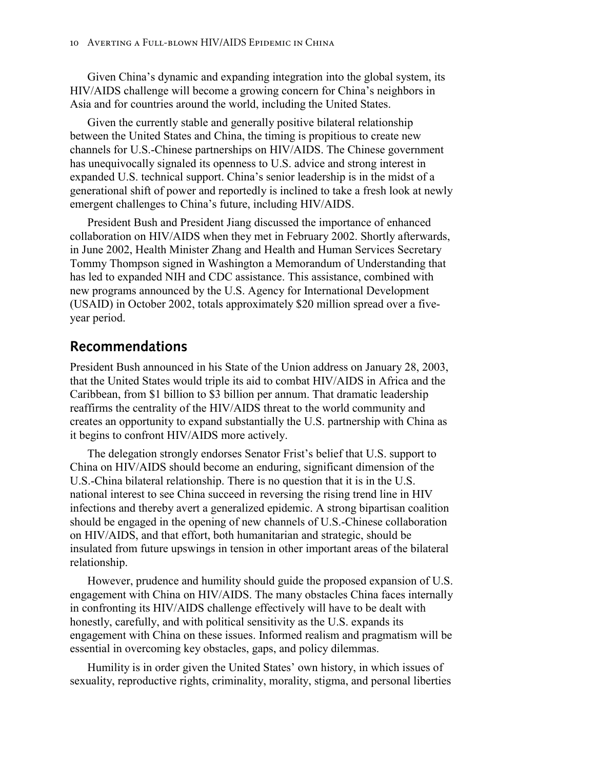Given China's dynamic and expanding integration into the global system, its HIV/AIDS challenge will become a growing concern for China's neighbors in Asia and for countries around the world, including the United States.

Given the currently stable and generally positive bilateral relationship between the United States and China, the timing is propitious to create new channels for U.S.-Chinese partnerships on HIV/AIDS. The Chinese government has unequivocally signaled its openness to U.S. advice and strong interest in expanded U.S. technical support. China's senior leadership is in the midst of a generational shift of power and reportedly is inclined to take a fresh look at newly emergent challenges to China's future, including HIV/AIDS.

President Bush and President Jiang discussed the importance of enhanced collaboration on HIV/AIDS when they met in February 2002. Shortly afterwards, in June 2002, Health Minister Zhang and Health and Human Services Secretary Tommy Thompson signed in Washington a Memorandum of Understanding that has led to expanded NIH and CDC assistance. This assistance, combined with new programs announced by the U.S. Agency for International Development (USAID) in October 2002, totals approximately $20 million spread over a five-year period.

## Recommendations

President Bush announced in his State of the Union address on January 28, 2003, that the United States would triple its aid to combat HIV/AIDS in Africa and the Caribbean, from $1 billion to $3 billion per annum. That dramatic leadership reaffirms the centrality of the HIV/AIDS threat to the world community and creates an opportunity to expand substantially the U.S. partnership with China as it begins to confront HIV/AIDS more actively.

The delegation strongly endorses Senator Frist's belief that U.S. support to China on HIV/AIDS should become an enduring, significant dimension of the U.S.-China bilateral relationship. There is no question that it is in the U.S. national interest to see China succeed in reversing the rising trend line in HIV infections and thereby avert a generalized epidemic. A strong bipartisan coalition should be engaged in the opening of new channels of U.S.-Chinese collaboration on HIV/AIDS, and that effort, both humanitarian and strategic, should be insulated from future upswings in tension in other important areas of the bilateral relationship.

However, prudence and humility should guide the proposed expansion of U.S. engagement with China on HIV/AIDS. The many obstacles China faces internally in confronting its HIV/AIDS challenge effectively will have to be dealt with honestly, carefully, and with political sensitivity as the U.S. expands its engagement with China on these issues. Informed realism and pragmatism will be essential in overcoming key obstacles, gaps, and policy dilemmas.

Humility is in order given the United States' own history, in which issues of sexuality, reproductive rights, criminality, morality, stigma, and personal liberties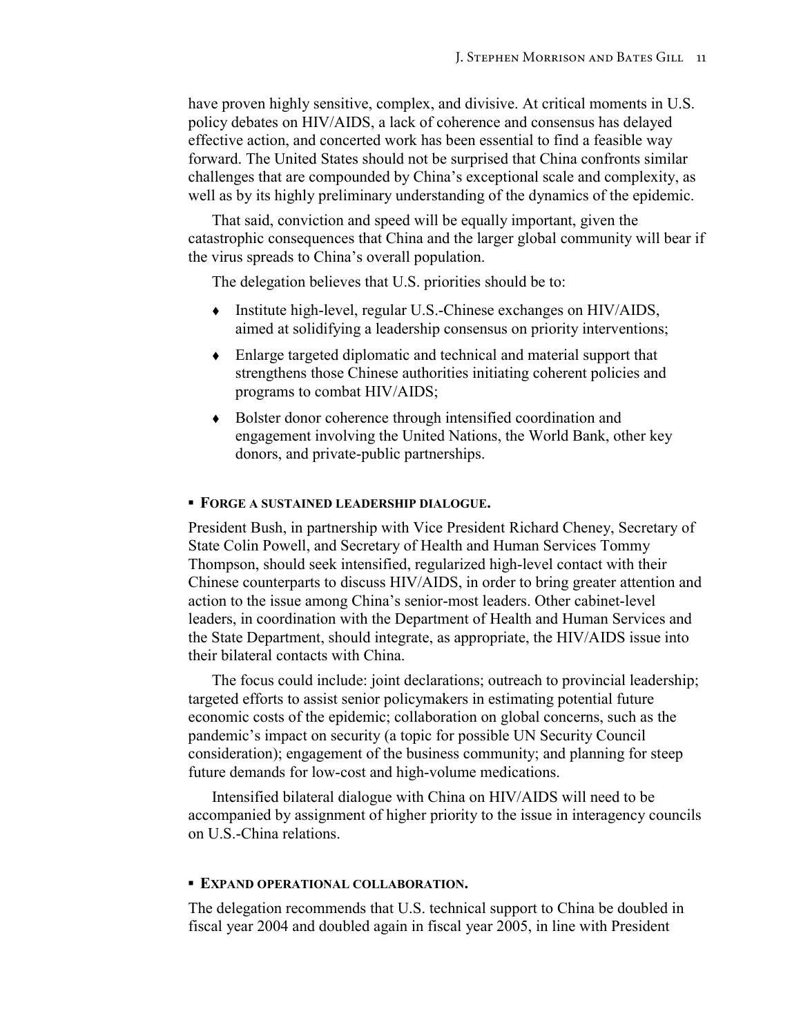have proven highly sensitive, complex, and divisive. At critical moments in U.S. policy debates on HIV/AIDS, a lack of coherence and consensus has delayed effective action, and concerted work has been essential to find a feasible way forward. The United States should not be surprised that China confronts similar challenges that are compounded by China's exceptional scale and complexity, as well as by its highly preliminary understanding of the dynamics of the epidemic.

That said, conviction and speed will be equally important, given the catastrophic consequences that China and the larger global community will bear if the virus spreads to China's overall population.

The delegation believes that U.S. priorities should be to:

- Institute high-level, regular U.S.-Chinese exchanges on HIV/AIDS, aimed at solidifying a leadership consensus on priority interventions;
- Enlarge targeted diplomatic and technical and material support that strengthens those Chinese authorities initiating coherent policies and programs to combat HIV/AIDS;
- Bolster donor coherence through intensified coordination and engagement involving the United Nations, the World Bank, other key donors, and private-public partnerships.

### FORGE A SUSTAINED LEADERSHIP DIALOGUE.

President Bush, in partnership with Vice President Richard Cheney, Secretary of State Colin Powell, and Secretary of Health and Human Services Tommy Thompson, should seek intensified, regularized high-level contact with their Chinese counterparts to discuss HIV/AIDS, in order to bring greater attention and action to the issue among China's senior-most leaders. Other cabinet-level leaders, in coordination with the Department of Health and Human Services and the State Department, should integrate, as appropriate, the HIV/AIDS issue into their bilateral contacts with China.

The focus could include: joint declarations; outreach to provincial leadership; targeted efforts to assist senior policymakers in estimating potential future economic costs of the epidemic; collaboration on global concerns, such as the pandemic's impact on security (a topic for possible UN Security Council consideration); engagement of the business community; and planning for steep future demands for low-cost and high-volume medications.

Intensified bilateral dialogue with China on HIV/AIDS will need to be accompanied by assignment of higher priority to the issue in interagency councils on U.S.-China relations.

### EXPAND OPERATIONAL COLLABORATION.

The delegation recommends that U.S. technical support to China be doubled in fiscal year 2004 and doubled again in fiscal year 2005, in line with President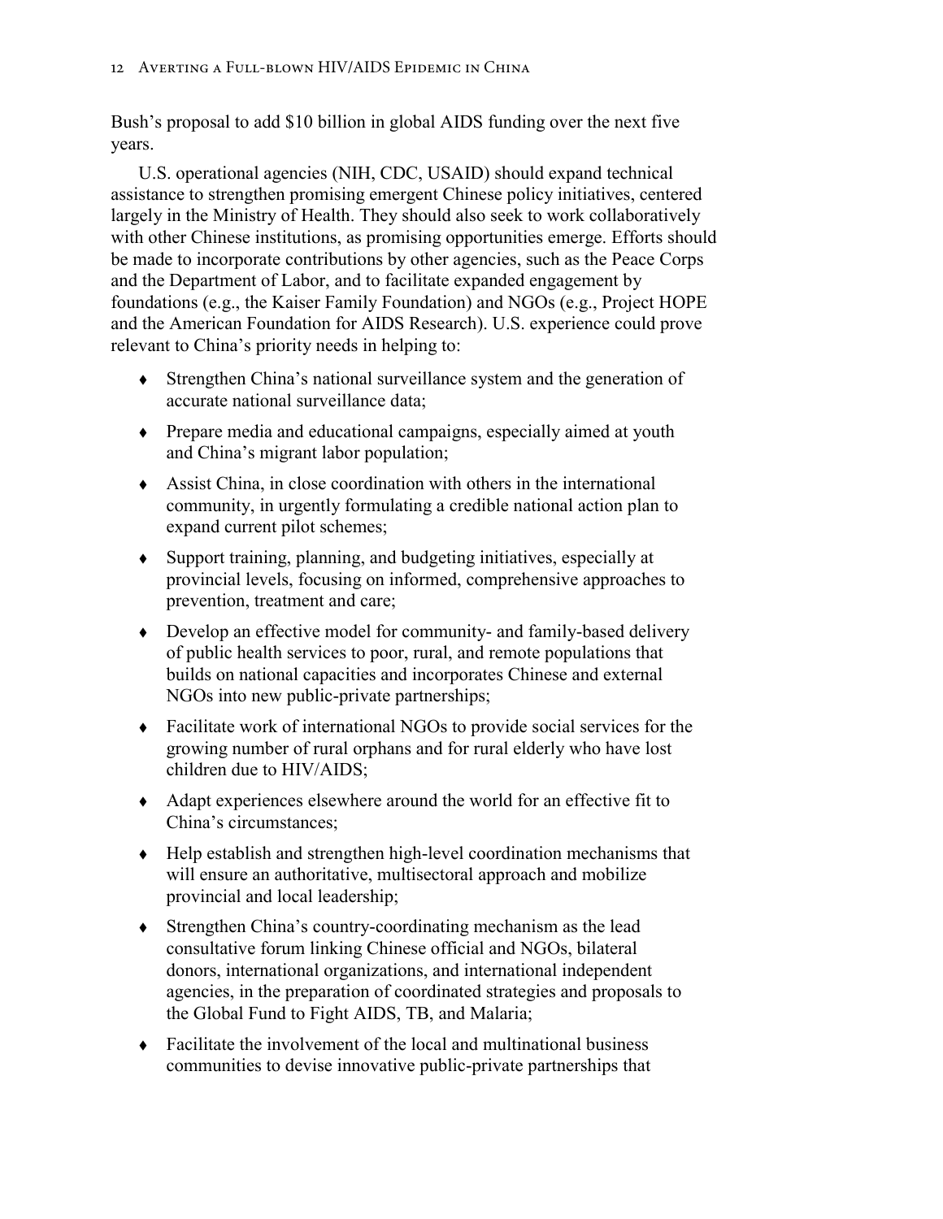Bush's proposal to add $10 billion in global AIDS funding over the next five years.

U.S. operational agencies (NIH, CDC, USAID) should expand technical assistance to strengthen promising emergent Chinese policy initiatives, centered largely in the Ministry of Health. They should also seek to work collaboratively with other Chinese institutions, as promising opportunities emerge. Efforts should be made to incorporate contributions by other agencies, such as the Peace Corps and the Department of Labor, and to facilitate expanded engagement by foundations (e.g., the Kaiser Family Foundation) and NGOs (e.g., Project HOPE and the American Foundation for AIDS Research). U.S. experience could prove relevant to China's priority needs in helping to:

- Strengthen China's national surveillance system and the generation of accurate national surveillance data;
- Prepare media and educational campaigns, especially aimed at youth and China's migrant labor population;
- Assist China, in close coordination with others in the international community, in urgently formulating a credible national action plan to expand current pilot schemes;
- Support training, planning, and budgeting initiatives, especially at provincial levels, focusing on informed, comprehensive approaches to prevention, treatment and care;
- Develop an effective model for community- and family-based delivery of public health services to poor, rural, and remote populations that builds on national capacities and incorporates Chinese and external NGOs into new public-private partnerships;
- Facilitate work of international NGOs to provide social services for the growing number of rural orphans and for rural elderly who have lost children due to HIV/AIDS;
- Adapt experiences elsewhere around the world for an effective fit to China's circumstances;
- Help establish and strengthen high-level coordination mechanisms that will ensure an authoritative, multisectoral approach and mobilize provincial and local leadership;
- Strengthen China's country-coordinating mechanism as the lead consultative forum linking Chinese official and NGOs, bilateral donors, international organizations, and international independent agencies, in the preparation of coordinated strategies and proposals to the Global Fund to Fight AIDS, TB, and Malaria;
- Facilitate the involvement of the local and multinational business communities to devise innovative public-private partnerships that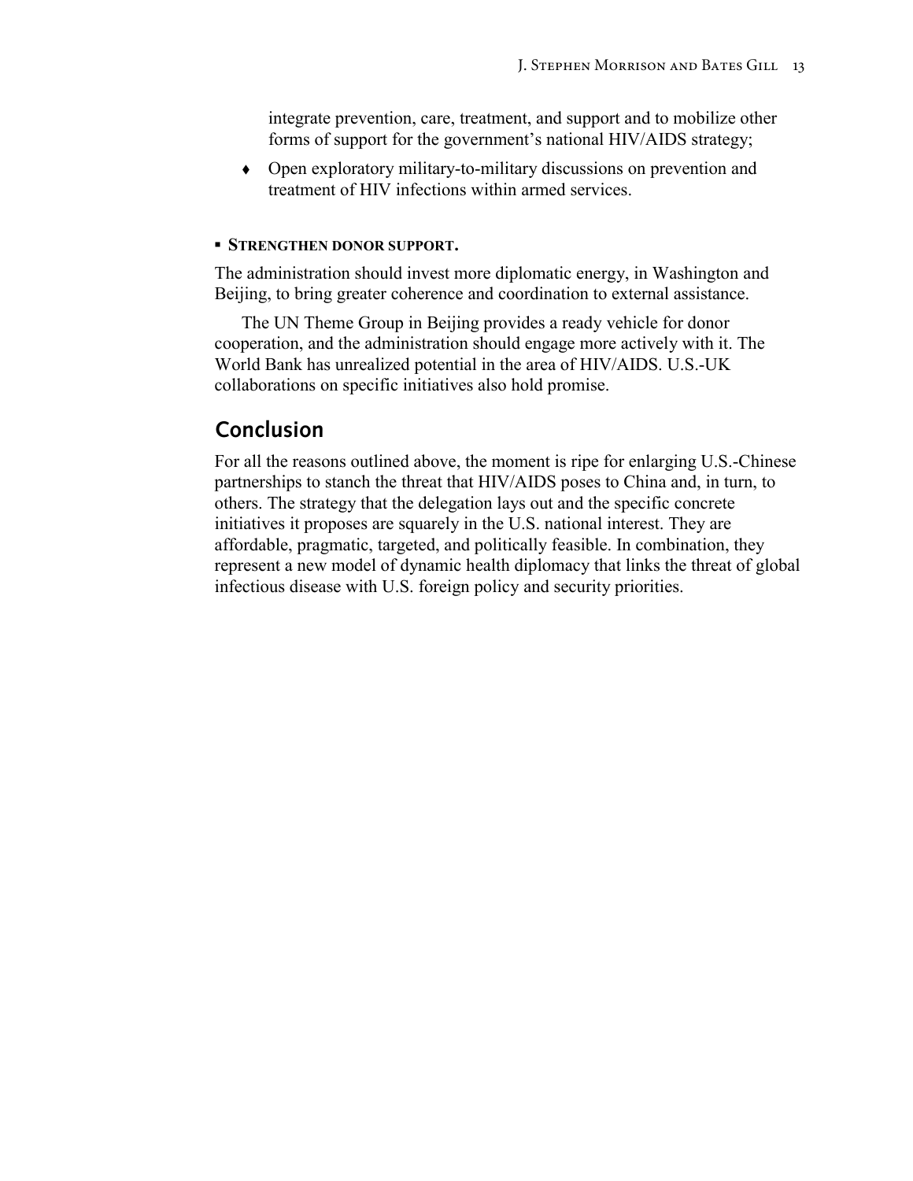integrate prevention, care, treatment, and support and to mobilize other forms of support for the government's national HIV/AIDS strategy;

- Open exploratory military-to-military discussions on prevention and treatment of HIV infections within armed services.

- **STRENGTHEN DONOR SUPPORT.**

The administration should invest more diplomatic energy, in Washington and Beijing, to bring greater coherence and coordination to external assistance.

The UN Theme Group in Beijing provides a ready vehicle for donor cooperation, and the administration should engage more actively with it. The World Bank has unrealized potential in the area of HIV/AIDS. U.S.-UK collaborations on specific initiatives also hold promise.

## Conclusion

For all the reasons outlined above, the moment is ripe for enlarging U.S.-Chinese partnerships to stanch the threat that HIV/AIDS poses to China and, in turn, to others. The strategy that the delegation lays out and the specific concrete initiatives it proposes are squarely in the U.S. national interest. They are affordable, pragmatic, targeted, and politically feasible. In combination, they represent a new model of dynamic health diplomacy that links the threat of global infectious disease with U.S. foreign policy and security priorities.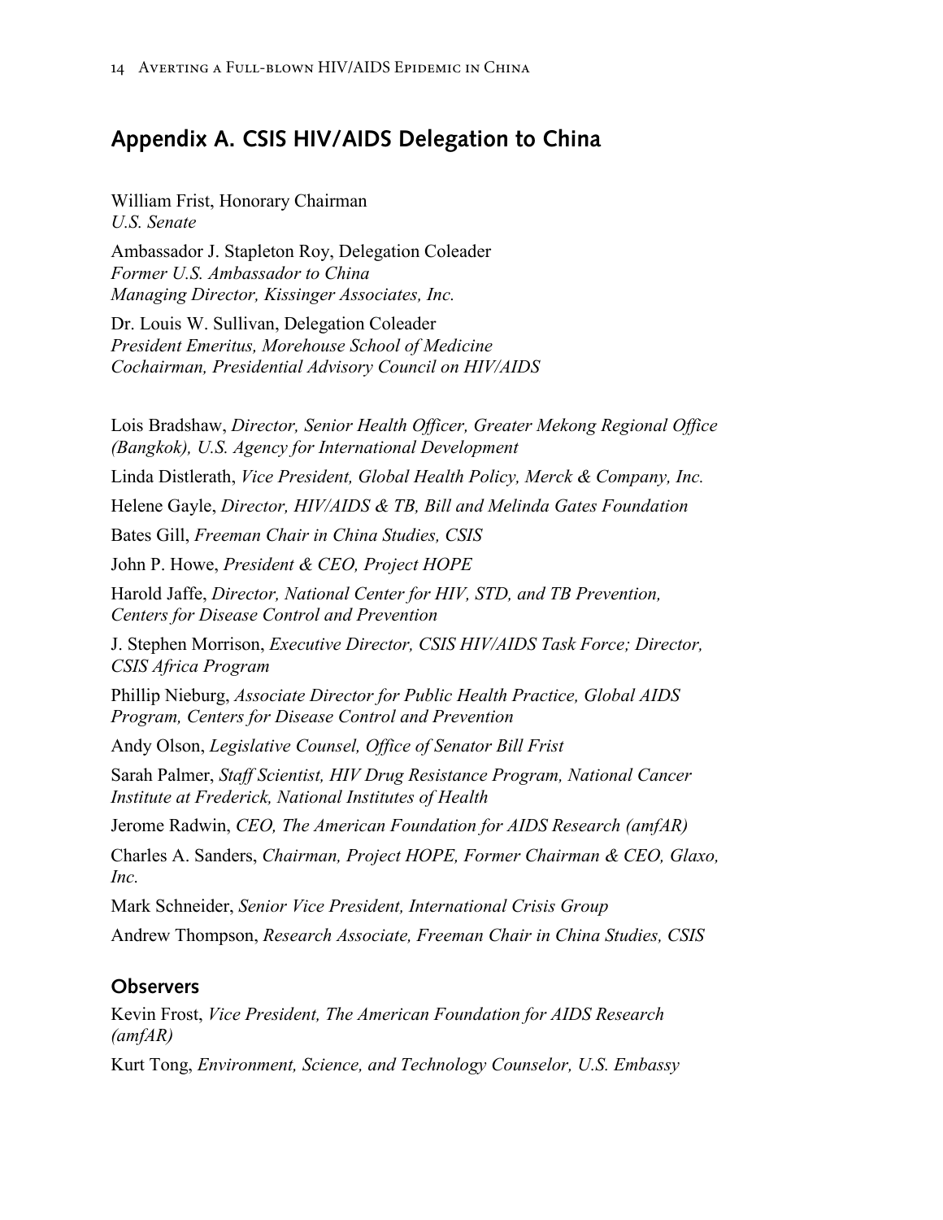## Appendix A. CSIS HIV/AIDS Delegation to China

William Frist, Honorary Chairman
*U.S. Senate*

Ambassador J. Stapleton Roy, Delegation Coleader
*Former U.S. Ambassador to China*
*Managing Director, Kissinger Associates, Inc.*

Dr. Louis W. Sullivan, Delegation Coleader
*President Emeritus, Morehouse School of Medicine*
*Cochairman, Presidential Advisory Council on HIV/AIDS*

Lois Bradshaw, *Director, Senior Health Officer, Greater Mekong Regional Office (Bangkok), U.S. Agency for International Development*

Linda Distlerath, *Vice President, Global Health Policy, Merck & Company, Inc.*

Helene Gayle, *Director, HIV/AIDS & TB, Bill and Melinda Gates Foundation*

Bates Gill, *Freeman Chair in China Studies, CSIS*

John P. Howe, *President & CEO, Project HOPE*

Harold Jaffe, *Director, National Center for HIV, STD, and TB Prevention, Centers for Disease Control and Prevention*

J. Stephen Morrison, *Executive Director, CSIS HIV/AIDS Task Force; Director, CSIS Africa Program*

Phillip Nieburg, *Associate Director for Public Health Practice, Global AIDS Program, Centers for Disease Control and Prevention*

Andy Olson, *Legislative Counsel, Office of Senator Bill Frist*

Sarah Palmer, *Staff Scientist, HIV Drug Resistance Program, National Cancer Institute at Frederick, National Institutes of Health*

Jerome Radwin, *CEO, The American Foundation for AIDS Research (amfAR)*

Charles A. Sanders, *Chairman, Project HOPE, Former Chairman & CEO, Glaxo, Inc.*

Mark Schneider, *Senior Vice President, International Crisis Group*

Andrew Thompson, *Research Associate, Freeman Chair in China Studies, CSIS*

### Observers

Kevin Frost, *Vice President, The American Foundation for AIDS Research (amfAR)*

Kurt Tong, *Environment, Science, and Technology Counselor, U.S. Embassy*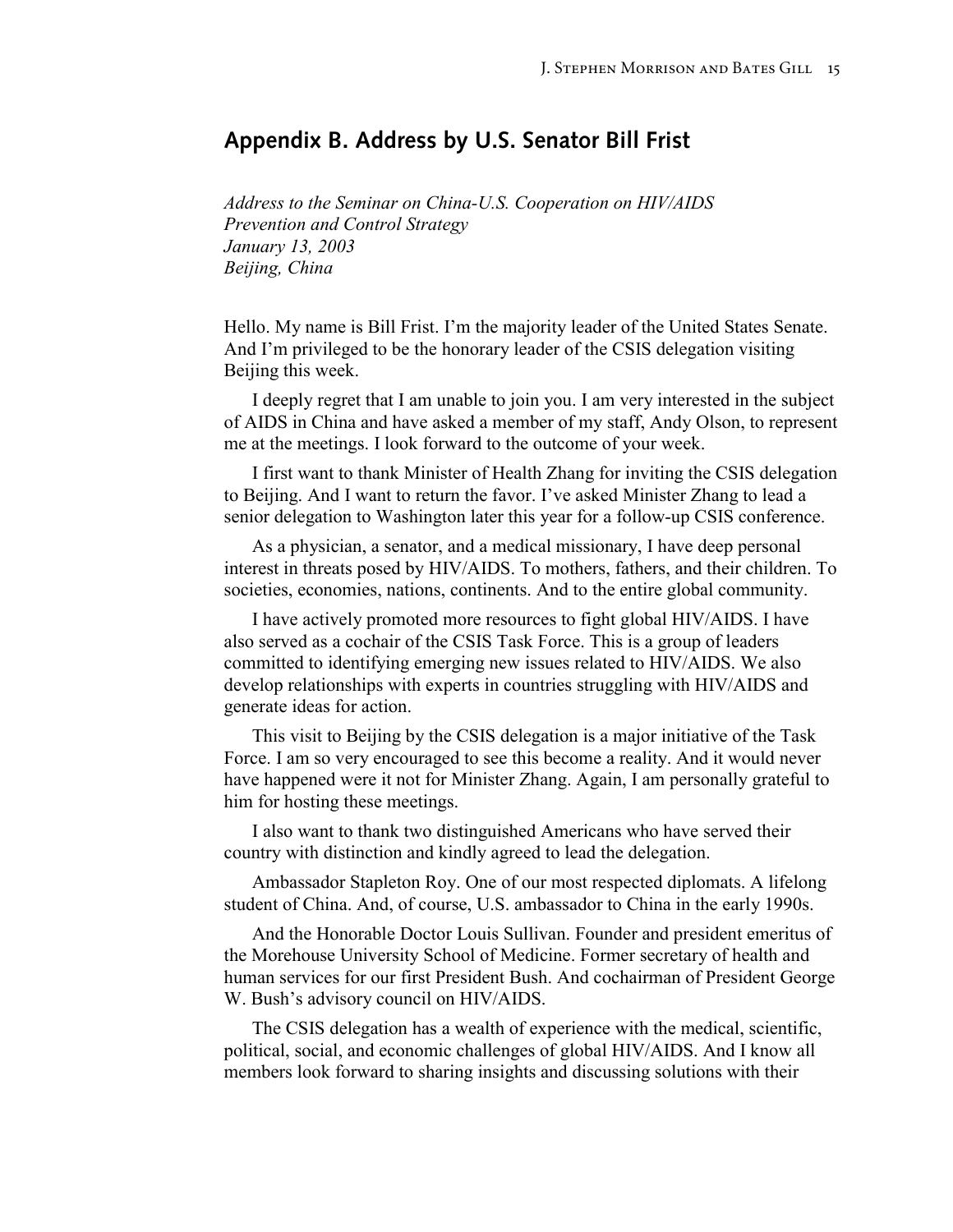## Appendix B. Address by U.S. Senator Bill Frist

*Address to the Seminar on China-U.S. Cooperation on HIV/AIDS Prevention and Control Strategy*
*January 13, 2003*
*Beijing, China*

Hello. My name is Bill Frist. I'm the majority leader of the United States Senate. And I'm privileged to be the honorary leader of the CSIS delegation visiting Beijing this week.

I deeply regret that I am unable to join you. I am very interested in the subject of AIDS in China and have asked a member of my staff, Andy Olson, to represent me at the meetings. I look forward to the outcome of your week.

I first want to thank Minister of Health Zhang for inviting the CSIS delegation to Beijing. And I want to return the favor. I've asked Minister Zhang to lead a senior delegation to Washington later this year for a follow-up CSIS conference.

As a physician, a senator, and a medical missionary, I have deep personal interest in threats posed by HIV/AIDS. To mothers, fathers, and their children. To societies, economies, nations, continents. And to the entire global community.

I have actively promoted more resources to fight global HIV/AIDS. I have also served as a cochair of the CSIS Task Force. This is a group of leaders committed to identifying emerging new issues related to HIV/AIDS. We also develop relationships with experts in countries struggling with HIV/AIDS and generate ideas for action.

This visit to Beijing by the CSIS delegation is a major initiative of the Task Force. I am so very encouraged to see this become a reality. And it would never have happened were it not for Minister Zhang. Again, I am personally grateful to him for hosting these meetings.

I also want to thank two distinguished Americans who have served their country with distinction and kindly agreed to lead the delegation.

Ambassador Stapleton Roy. One of our most respected diplomats. A lifelong student of China. And, of course, U.S. ambassador to China in the early 1990s.

And the Honorable Doctor Louis Sullivan. Founder and president emeritus of the Morehouse University School of Medicine. Former secretary of health and human services for our first President Bush. And cochairman of President George W. Bush's advisory council on HIV/AIDS.

The CSIS delegation has a wealth of experience with the medical, scientific, political, social, and economic challenges of global HIV/AIDS. And I know all members look forward to sharing insights and discussing solutions with their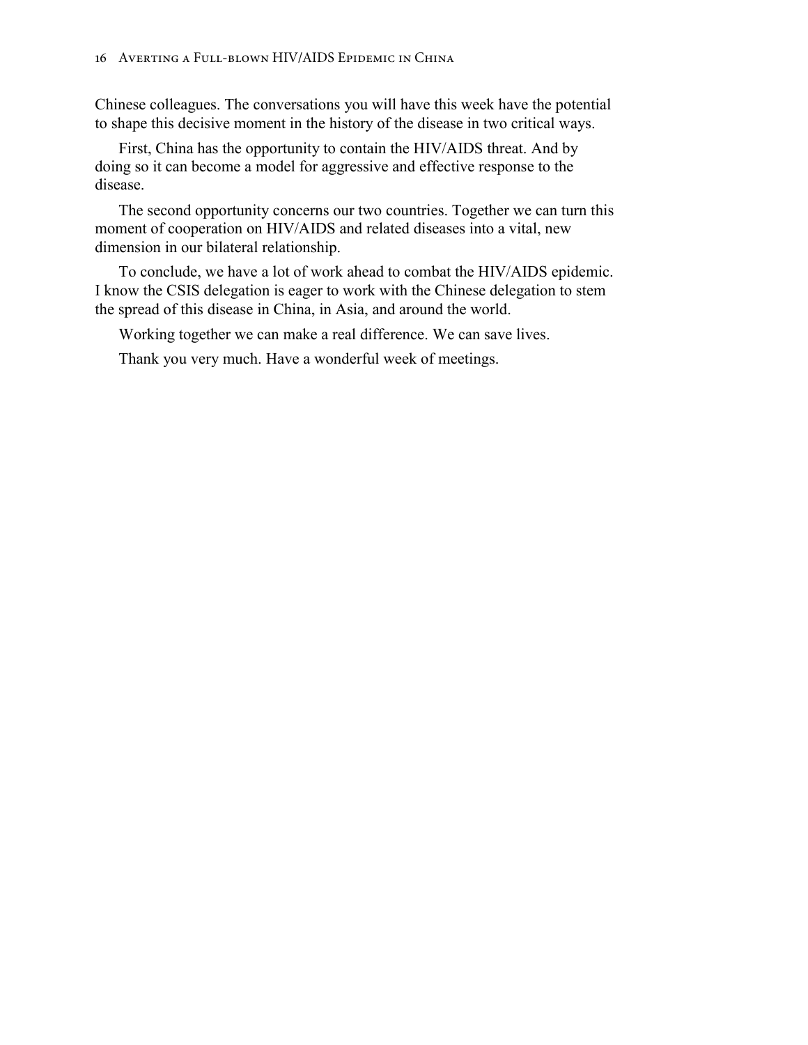Chinese colleagues. The conversations you will have this week have the potential to shape this decisive moment in the history of the disease in two critical ways.

First, China has the opportunity to contain the HIV/AIDS threat. And by doing so it can become a model for aggressive and effective response to the disease.

The second opportunity concerns our two countries. Together we can turn this moment of cooperation on HIV/AIDS and related diseases into a vital, new dimension in our bilateral relationship.

To conclude, we have a lot of work ahead to combat the HIV/AIDS epidemic. I know the CSIS delegation is eager to work with the Chinese delegation to stem the spread of this disease in China, in Asia, and around the world.

Working together we can make a real difference. We can save lives.

Thank you very much. Have a wonderful week of meetings.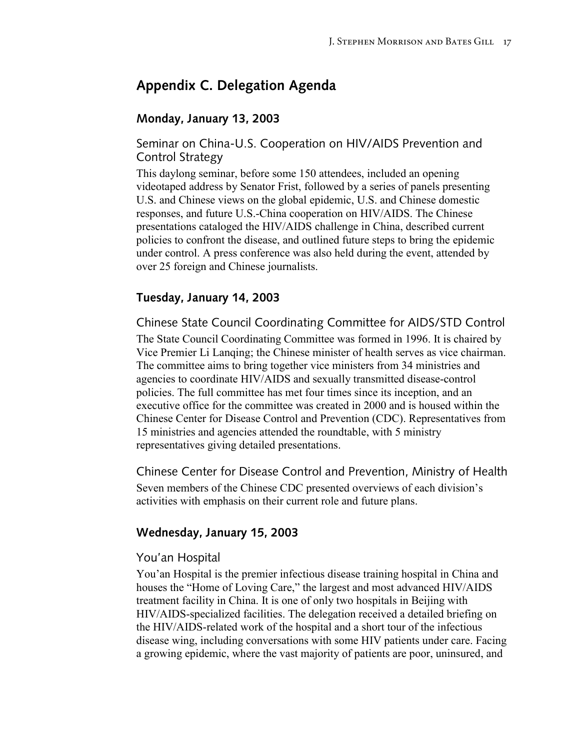## Appendix C. Delegation Agenda

### Monday, January 13, 2003

#### Seminar on China-U.S. Cooperation on HIV/AIDS Prevention and Control Strategy

This daylong seminar, before some 150 attendees, included an opening videotaped address by Senator Frist, followed by a series of panels presenting U.S. and Chinese views on the global epidemic, U.S. and Chinese domestic responses, and future U.S.-China cooperation on HIV/AIDS. The Chinese presentations cataloged the HIV/AIDS challenge in China, described current policies to confront the disease, and outlined future steps to bring the epidemic under control. A press conference was also held during the event, attended by over 25 foreign and Chinese journalists.

### Tuesday, January 14, 2003

#### Chinese State Council Coordinating Committee for AIDS/STD Control

The State Council Coordinating Committee was formed in 1996. It is chaired by Vice Premier Li Lanqing; the Chinese minister of health serves as vice chairman. The committee aims to bring together vice ministers from 34 ministries and agencies to coordinate HIV/AIDS and sexually transmitted disease-control policies. The full committee has met four times since its inception, and an executive office for the committee was created in 2000 and is housed within the Chinese Center for Disease Control and Prevention (CDC). Representatives from 15 ministries and agencies attended the roundtable, with 5 ministry representatives giving detailed presentations.

#### Chinese Center for Disease Control and Prevention, Ministry of Health

Seven members of the Chinese CDC presented overviews of each division's activities with emphasis on their current role and future plans.

### Wednesday, January 15, 2003

#### You'an Hospital

You'an Hospital is the premier infectious disease training hospital in China and houses the "Home of Loving Care," the largest and most advanced HIV/AIDS treatment facility in China. It is one of only two hospitals in Beijing with HIV/AIDS-specialized facilities. The delegation received a detailed briefing on the HIV/AIDS-related work of the hospital and a short tour of the infectious disease wing, including conversations with some HIV patients under care. Facing a growing epidemic, where the vast majority of patients are poor, uninsured, and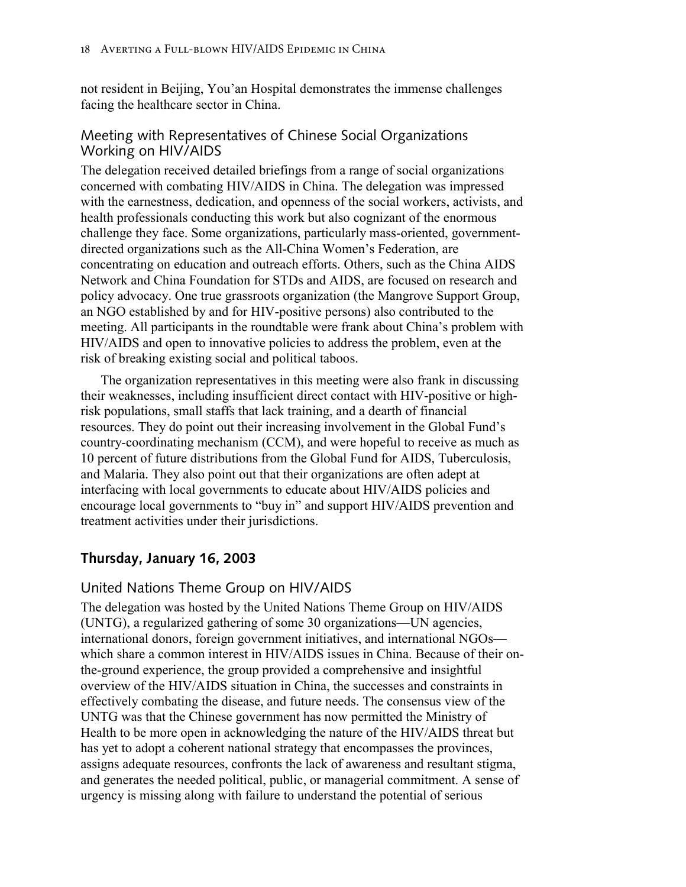not resident in Beijing, You'an Hospital demonstrates the immense challenges facing the healthcare sector in China.

### Meeting with Representatives of Chinese Social Organizations Working on HIV/AIDS

The delegation received detailed briefings from a range of social organizations concerned with combating HIV/AIDS in China. The delegation was impressed with the earnestness, dedication, and openness of the social workers, activists, and health professionals conducting this work but also cognizant of the enormous challenge they face. Some organizations, particularly mass-oriented, government-directed organizations such as the All-China Women's Federation, are concentrating on education and outreach efforts. Others, such as the China AIDS Network and China Foundation for STDs and AIDS, are focused on research and policy advocacy. One true grassroots organization (the Mangrove Support Group, an NGO established by and for HIV-positive persons) also contributed to the meeting. All participants in the roundtable were frank about China's problem with HIV/AIDS and open to innovative policies to address the problem, even at the risk of breaking existing social and political taboos.

The organization representatives in this meeting were also frank in discussing their weaknesses, including insufficient direct contact with HIV-positive or high-risk populations, small staffs that lack training, and a dearth of financial resources. They do point out their increasing involvement in the Global Fund's country-coordinating mechanism (CCM), and were hopeful to receive as much as 10 percent of future distributions from the Global Fund for AIDS, Tuberculosis, and Malaria. They also point out that their organizations are often adept at interfacing with local governments to educate about HIV/AIDS policies and encourage local governments to "buy in" and support HIV/AIDS prevention and treatment activities under their jurisdictions.

## Thursday, January 16, 2003

### United Nations Theme Group on HIV/AIDS

The delegation was hosted by the United Nations Theme Group on HIV/AIDS (UNTG), a regularized gathering of some 30 organizations—UN agencies, international donors, foreign government initiatives, and international NGOs—which share a common interest in HIV/AIDS issues in China. Because of their on-the-ground experience, the group provided a comprehensive and insightful overview of the HIV/AIDS situation in China, the successes and constraints in effectively combating the disease, and future needs. The consensus view of the UNTG was that the Chinese government has now permitted the Ministry of Health to be more open in acknowledging the nature of the HIV/AIDS threat but has yet to adopt a coherent national strategy that encompasses the provinces, assigns adequate resources, confronts the lack of awareness and resultant stigma, and generates the needed political, public, or managerial commitment. A sense of urgency is missing along with failure to understand the potential of serious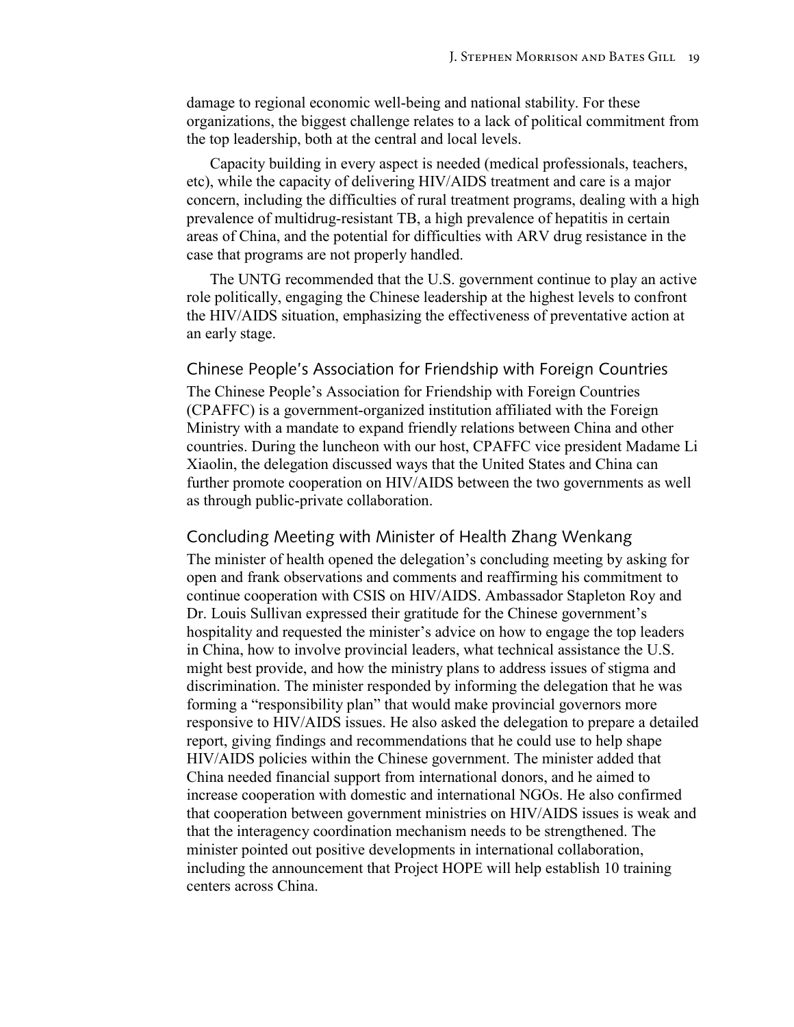damage to regional economic well-being and national stability. For these organizations, the biggest challenge relates to a lack of political commitment from the top leadership, both at the central and local levels.

Capacity building in every aspect is needed (medical professionals, teachers, etc), while the capacity of delivering HIV/AIDS treatment and care is a major concern, including the difficulties of rural treatment programs, dealing with a high prevalence of multidrug-resistant TB, a high prevalence of hepatitis in certain areas of China, and the potential for difficulties with ARV drug resistance in the case that programs are not properly handled.

The UNTG recommended that the U.S. government continue to play an active role politically, engaging the Chinese leadership at the highest levels to confront the HIV/AIDS situation, emphasizing the effectiveness of preventative action at an early stage.

## Chinese People's Association for Friendship with Foreign Countries

The Chinese People's Association for Friendship with Foreign Countries (CPAFFC) is a government-organized institution affiliated with the Foreign Ministry with a mandate to expand friendly relations between China and other countries. During the luncheon with our host, CPAFFC vice president Madame Li Xiaolin, the delegation discussed ways that the United States and China can further promote cooperation on HIV/AIDS between the two governments as well as through public-private collaboration.

## Concluding Meeting with Minister of Health Zhang Wenkang

The minister of health opened the delegation's concluding meeting by asking for open and frank observations and comments and reaffirming his commitment to continue cooperation with CSIS on HIV/AIDS. Ambassador Stapleton Roy and Dr. Louis Sullivan expressed their gratitude for the Chinese government's hospitality and requested the minister's advice on how to engage the top leaders in China, how to involve provincial leaders, what technical assistance the U.S. might best provide, and how the ministry plans to address issues of stigma and discrimination. The minister responded by informing the delegation that he was forming a "responsibility plan" that would make provincial governors more responsive to HIV/AIDS issues. He also asked the delegation to prepare a detailed report, giving findings and recommendations that he could use to help shape HIV/AIDS policies within the Chinese government. The minister added that China needed financial support from international donors, and he aimed to increase cooperation with domestic and international NGOs. He also confirmed that cooperation between government ministries on HIV/AIDS issues is weak and that the interagency coordination mechanism needs to be strengthened. The minister pointed out positive developments in international collaboration, including the announcement that Project HOPE will help establish 10 training centers across China.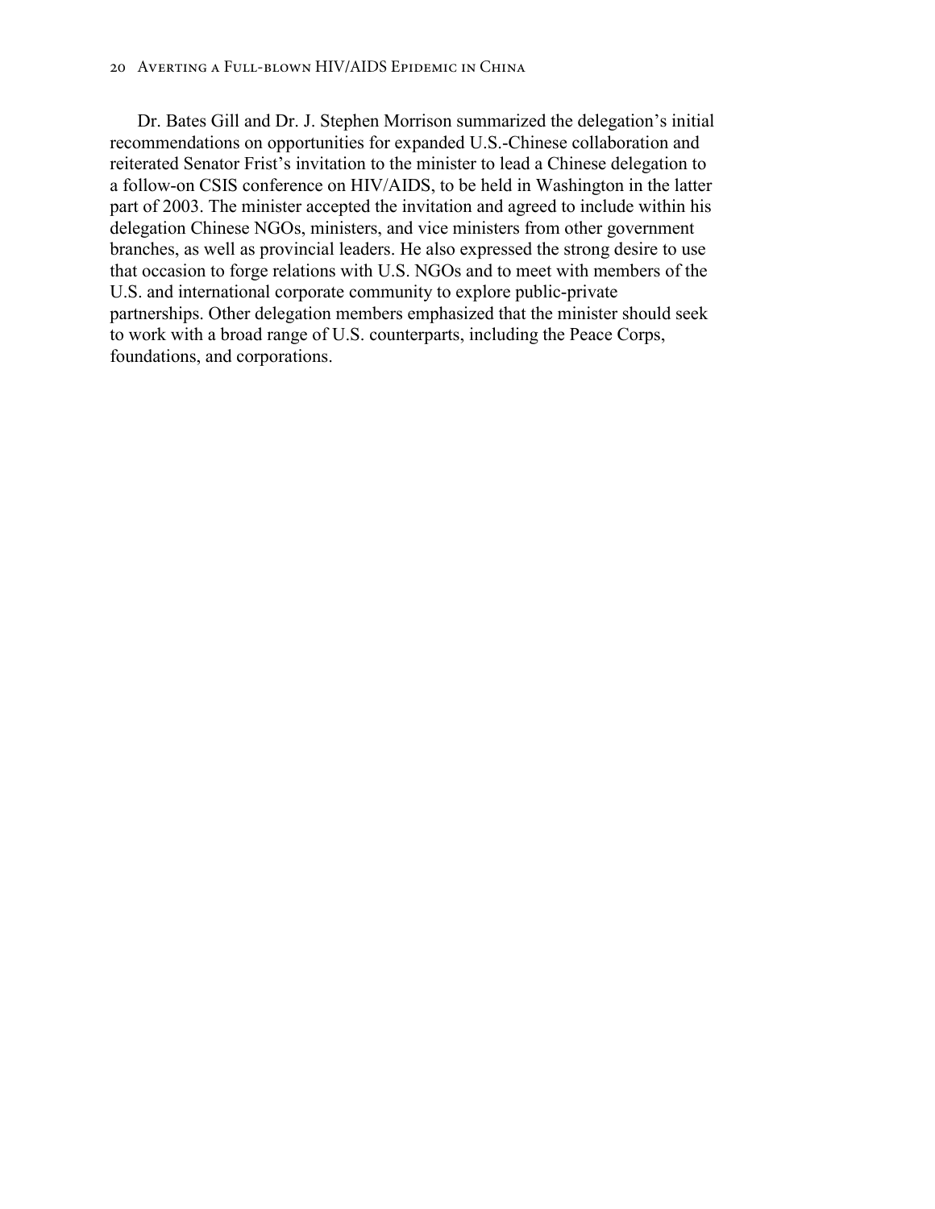Dr. Bates Gill and Dr. J. Stephen Morrison summarized the delegation's initial recommendations on opportunities for expanded U.S.-Chinese collaboration and reiterated Senator Frist's invitation to the minister to lead a Chinese delegation to a follow-on CSIS conference on HIV/AIDS, to be held in Washington in the latter part of 2003. The minister accepted the invitation and agreed to include within his delegation Chinese NGOs, ministers, and vice ministers from other government branches, as well as provincial leaders. He also expressed the strong desire to use that occasion to forge relations with U.S. NGOs and to meet with members of the U.S. and international corporate community to explore public-private partnerships. Other delegation members emphasized that the minister should seek to work with a broad range of U.S. counterparts, including the Peace Corps, foundations, and corporations.